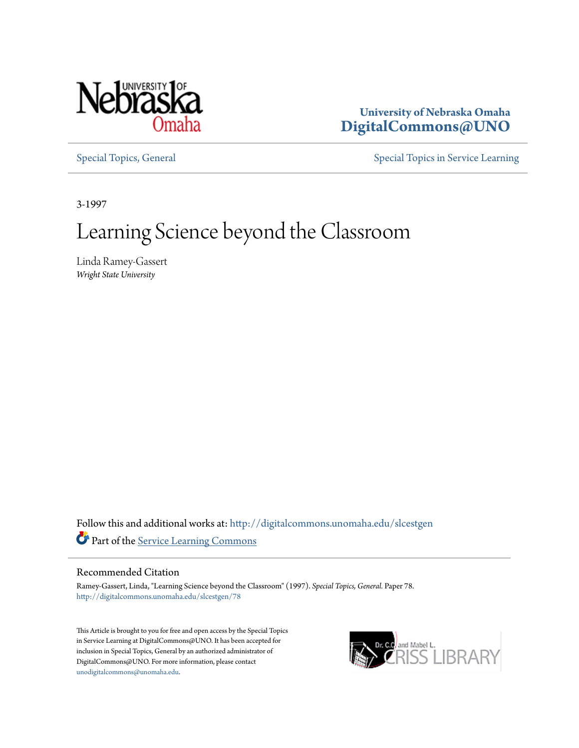University of Nebraska Omaha
DigitalCommons@UNO

Special Topics, General

Special Topics in Service Learning

3-1997

# Learning Science beyond the Classroom

Linda Ramey-Gassert
*Wright State University*

Follow this and additional works at: http://digitalcommons.unomaha.edu/slcestgen

Part of the Service Learning Commons

## Recommended Citation

Ramey-Gassert, Linda, "Learning Science beyond the Classroom" (1997). *Special Topics, General.* Paper 78.
http://digitalcommons.unomaha.edu/slcestgen/78

This Article is brought to you for free and open access by the Special Topics in Service Learning at DigitalCommons@UNO. It has been accepted for inclusion in Special Topics, General by an authorized administrator of DigitalCommons@UNO. For more information, please contact unodigitalcommons@unomaha.edu.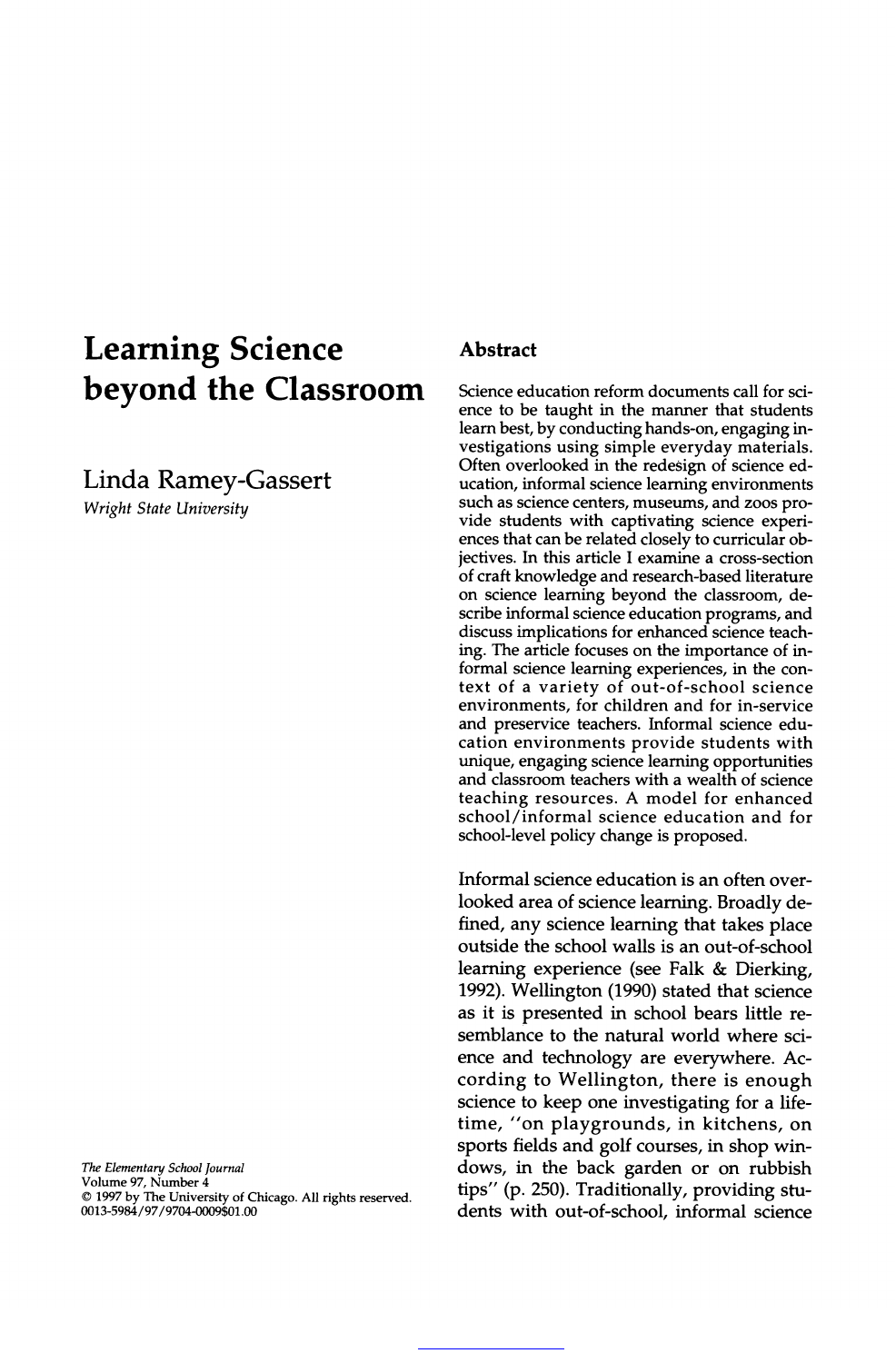# Learning Science beyond the Classroom

## Linda Ramey-Gassert

*Wright State University*

## Abstract

Science education reform documents call for science to be taught in the manner that students learn best, by conducting hands-on, engaging investigations using simple everyday materials. Often overlooked in the redesign of science education, informal science learning environments such as science centers, museums, and zoos provide students with captivating science experiences that can be related closely to curricular objectives. In this article I examine a cross-section of craft knowledge and research-based literature on science learning beyond the classroom, describe informal science education programs, and discuss implications for enhanced science teaching. The article focuses on the importance of informal science learning experiences, in the context of a variety of out-of-school science environments, for children and for in-service and preservice teachers. Informal science education environments provide students with unique, engaging science learning opportunities and classroom teachers with a wealth of science teaching resources. A model for enhanced school/informal science education and for school-level policy change is proposed.

Informal science education is an often overlooked area of science learning. Broadly defined, any science learning that takes place outside the school walls is an out-of-school learning experience (see Falk & Dierking, 1992). Wellington (1990) stated that science as it is presented in school bears little resemblance to the natural world where science and technology are everywhere. According to Wellington, there is enough science to keep one investigating for a lifetime, "on playgrounds, in kitchens, on sports fields and golf courses, in shop windows, in the back garden or on rubbish tips" (p. 250). Traditionally, providing students with out-of-school, informal science

*The Elementary School Journal*
Volume 97, Number 4
© 1997 by The University of Chicago. All rights reserved.
0013-5984/97/9704-0009$01.00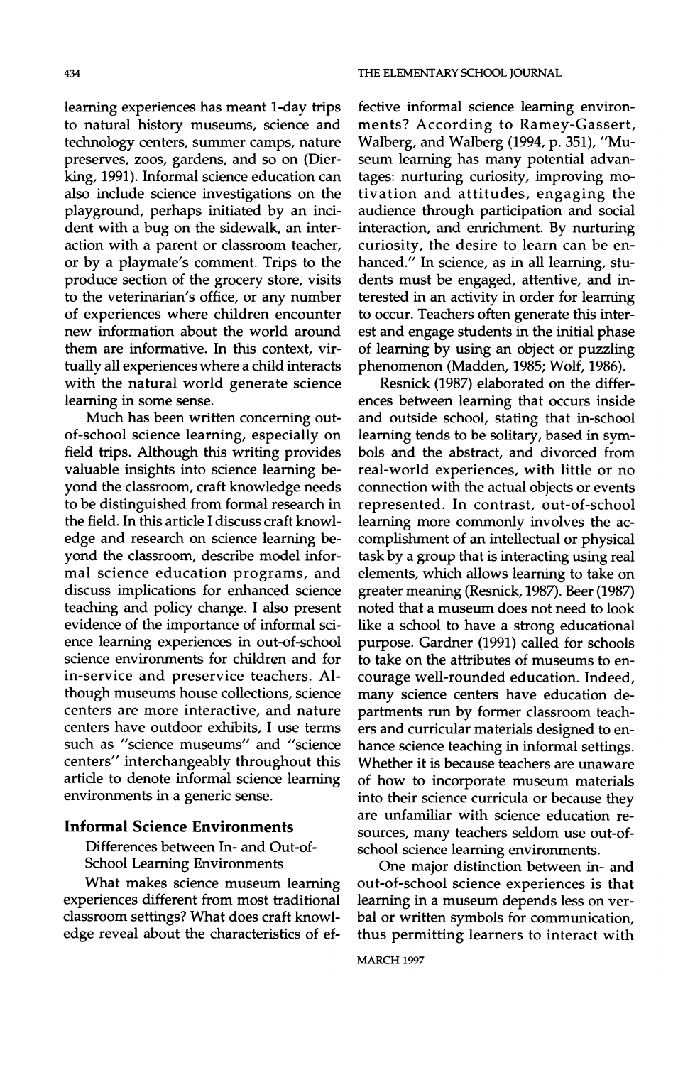learning experiences has meant 1-day trips to natural history museums, science and technology centers, summer camps, nature preserves, zoos, gardens, and so on (Dierking, 1991). Informal science education can also include science investigations on the playground, perhaps initiated by an incident with a bug on the sidewalk, an interaction with a parent or classroom teacher, or by a playmate's comment. Trips to the produce section of the grocery store, visits to the veterinarian's office, or any number of experiences where children encounter new information about the world around them are informative. In this context, virtually all experiences where a child interacts with the natural world generate science learning in some sense.

Much has been written concerning out-of-school science learning, especially on field trips. Although this writing provides valuable insights into science learning beyond the classroom, craft knowledge needs to be distinguished from formal research in the field. In this article I discuss craft knowledge and research on science learning beyond the classroom, describe model informal science education programs, and discuss implications for enhanced science teaching and policy change. I also present evidence of the importance of informal science learning experiences in out-of-school science environments for children and for in-service and preservice teachers. Although museums house collections, science centers are more interactive, and nature centers have outdoor exhibits, I use terms such as "science museums" and "science centers" interchangeably throughout this article to denote informal science learning environments in a generic sense.

## Informal Science Environments

### Differences between In- and Out-of-School Learning Environments

What makes science museum learning experiences different from most traditional classroom settings? What does craft knowledge reveal about the characteristics of effective informal science learning environments? According to Ramey-Gassert, Walberg, and Walberg (1994, p. 351), "Museum learning has many potential advantages: nurturing curiosity, improving motivation and attitudes, engaging the audience through participation and social interaction, and enrichment. By nurturing curiosity, the desire to learn can be enhanced." In science, as in all learning, students must be engaged, attentive, and interested in an activity in order for learning to occur. Teachers often generate this interest and engage students in the initial phase of learning by using an object or puzzling phenomenon (Madden, 1985; Wolf, 1986).

Resnick (1987) elaborated on the differences between learning that occurs inside and outside school, stating that in-school learning tends to be solitary, based in symbols and the abstract, and divorced from real-world experiences, with little or no connection with the actual objects or events represented. In contrast, out-of-school learning more commonly involves the accomplishment of an intellectual or physical task by a group that is interacting using real elements, which allows learning to take on greater meaning (Resnick, 1987). Beer (1987) noted that a museum does not need to look like a school to have a strong educational purpose. Gardner (1991) called for schools to take on the attributes of museums to encourage well-rounded education. Indeed, many science centers have education departments run by former classroom teachers and curricular materials designed to enhance science teaching in informal settings. Whether it is because teachers are unaware of how to incorporate museum materials into their science curricula or because they are unfamiliar with science education resources, many teachers seldom use out-of-school science learning environments.

One major distinction between in- and out-of-school science experiences is that learning in a museum depends less on verbal or written symbols for communication, thus permitting learners to interact with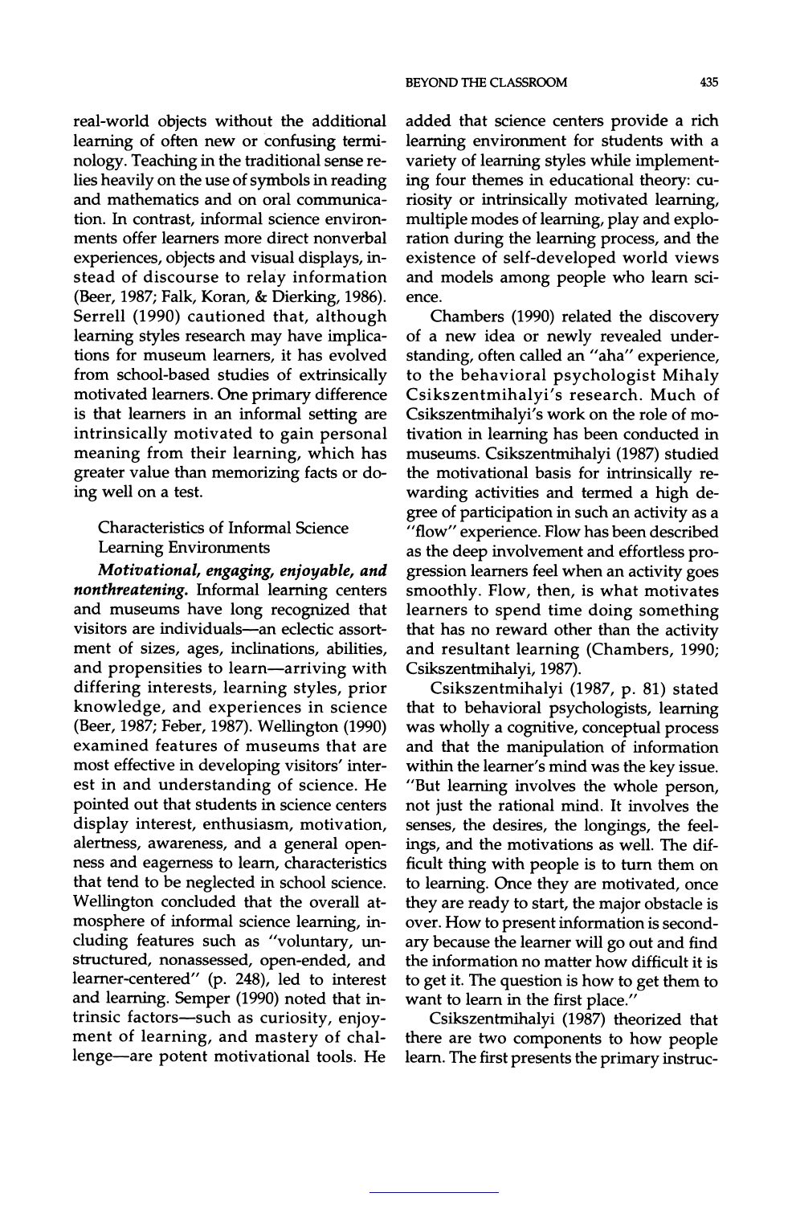real-world objects without the additional learning of often new or confusing terminology. Teaching in the traditional sense relies heavily on the use of symbols in reading and mathematics and on oral communication. In contrast, informal science environments offer learners more direct nonverbal experiences, objects and visual displays, instead of discourse to relay information (Beer, 1987; Falk, Koran, & Dierking, 1986). Serrell (1990) cautioned that, although learning styles research may have implications for museum learners, it has evolved from school-based studies of extrinsically motivated learners. One primary difference is that learners in an informal setting are intrinsically motivated to gain personal meaning from their learning, which has greater value than memorizing facts or doing well on a test.

## Characteristics of Informal Science Learning Environments

***Motivational, engaging, enjoyable, and nonthreatening.*** Informal learning centers and museums have long recognized that visitors are individuals—an eclectic assortment of sizes, ages, inclinations, abilities, and propensities to learn—arriving with differing interests, learning styles, prior knowledge, and experiences in science (Beer, 1987; Feber, 1987). Wellington (1990) examined features of museums that are most effective in developing visitors' interest in and understanding of science. He pointed out that students in science centers display interest, enthusiasm, motivation, alertness, awareness, and a general openness and eagerness to learn, characteristics that tend to be neglected in school science. Wellington concluded that the overall atmosphere of informal science learning, including features such as "voluntary, unstructured, nonassessed, open-ended, and learner-centered" (p. 248), led to interest and learning. Semper (1990) noted that intrinsic factors—such as curiosity, enjoyment of learning, and mastery of challenge—are potent motivational tools. He added that science centers provide a rich learning environment for students with a variety of learning styles while implementing four themes in educational theory: curiosity or intrinsically motivated learning, multiple modes of learning, play and exploration during the learning process, and the existence of self-developed world views and models among people who learn science.

Chambers (1990) related the discovery of a new idea or newly revealed understanding, often called an "aha" experience, to the behavioral psychologist Mihaly Csikszentmihalyi's research. Much of Csikszentmihalyi's work on the role of motivation in learning has been conducted in museums. Csikszentmihalyi (1987) studied the motivational basis for intrinsically rewarding activities and termed a high degree of participation in such an activity as a "flow" experience. Flow has been described as the deep involvement and effortless progression learners feel when an activity goes smoothly. Flow, then, is what motivates learners to spend time doing something that has no reward other than the activity and resultant learning (Chambers, 1990; Csikszentmihalyi, 1987).

Csikszentmihalyi (1987, p. 81) stated that to behavioral psychologists, learning was wholly a cognitive, conceptual process and that the manipulation of information within the learner's mind was the key issue. "But learning involves the whole person, not just the rational mind. It involves the senses, the desires, the longings, the feelings, and the motivations as well. The difficult thing with people is to turn them on to learning. Once they are motivated, once they are ready to start, the major obstacle is over. How to present information is secondary because the learner will go out and find the information no matter how difficult it is to get it. The question is how to get them to want to learn in the first place."

Csikszentmihalyi (1987) theorized that there are two components to how people learn. The first presents the primary instruc-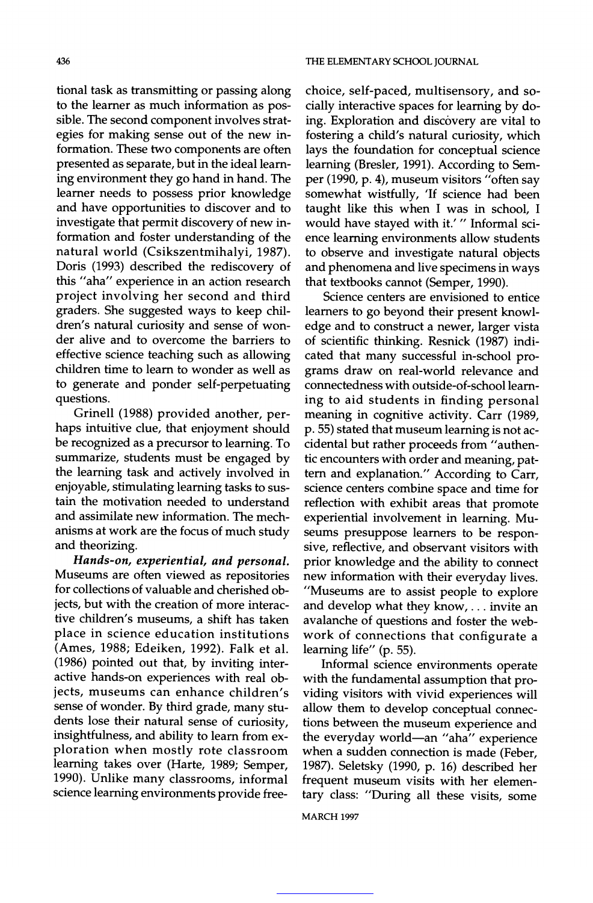tional task as transmitting or passing along to the learner as much information as possible. The second component involves strategies for making sense out of the new information. These two components are often presented as separate, but in the ideal learning environment they go hand in hand. The learner needs to possess prior knowledge and have opportunities to discover and to investigate that permit discovery of new information and foster understanding of the natural world (Csikszentmihalyi, 1987). Doris (1993) described the rediscovery of this "aha" experience in an action research project involving her second and third graders. She suggested ways to keep children's natural curiosity and sense of wonder alive and to overcome the barriers to effective science teaching such as allowing children time to learn to wonder as well as to generate and ponder self-perpetuating questions.

Grinell (1988) provided another, perhaps intuitive clue, that enjoyment should be recognized as a precursor to learning. To summarize, students must be engaged by the learning task and actively involved in enjoyable, stimulating learning tasks to sustain the motivation needed to understand and assimilate new information. The mechanisms at work are the focus of much study and theorizing.

***Hands-on, experiential, and personal.*** Museums are often viewed as repositories for collections of valuable and cherished objects, but with the creation of more interactive children's museums, a shift has taken place in science education institutions (Ames, 1988; Edeiken, 1992). Falk et al. (1986) pointed out that, by inviting interactive hands-on experiences with real objects, museums can enhance children's sense of wonder. By third grade, many students lose their natural sense of curiosity, insightfulness, and ability to learn from exploration when mostly rote classroom learning takes over (Harte, 1989; Semper, 1990). Unlike many classrooms, informal science learning environments provide free-choice, self-paced, multisensory, and socially interactive spaces for learning by doing. Exploration and discovery are vital to fostering a child's natural curiosity, which lays the foundation for conceptual science learning (Bresler, 1991). According to Semper (1990, p. 4), museum visitors "often say somewhat wistfully, 'If science had been taught like this when I was in school, I would have stayed with it.'" Informal science learning environments allow students to observe and investigate natural objects and phenomena and live specimens in ways that textbooks cannot (Semper, 1990).

Science centers are envisioned to entice learners to go beyond their present knowledge and to construct a newer, larger vista of scientific thinking. Resnick (1987) indicated that many successful in-school programs draw on real-world relevance and connectedness with outside-of-school learning to aid students in finding personal meaning in cognitive activity. Carr (1989, p. 55) stated that museum learning is not accidental but rather proceeds from "authentic encounters with order and meaning, pattern and explanation." According to Carr, science centers combine space and time for reflection with exhibit areas that promote experiential involvement in learning. Museums presuppose learners to be responsive, reflective, and observant visitors with prior knowledge and the ability to connect new information with their everyday lives. "Museums are to assist people to explore and develop what they know, . . . invite an avalanche of questions and foster the webwork of connections that configurate a learning life" (p. 55).

Informal science environments operate with the fundamental assumption that providing visitors with vivid experiences will allow them to develop conceptual connections between the museum experience and the everyday world—an "aha" experience when a sudden connection is made (Feber, 1987). Seletsky (1990, p. 16) described her frequent museum visits with her elementary class: "During all these visits, some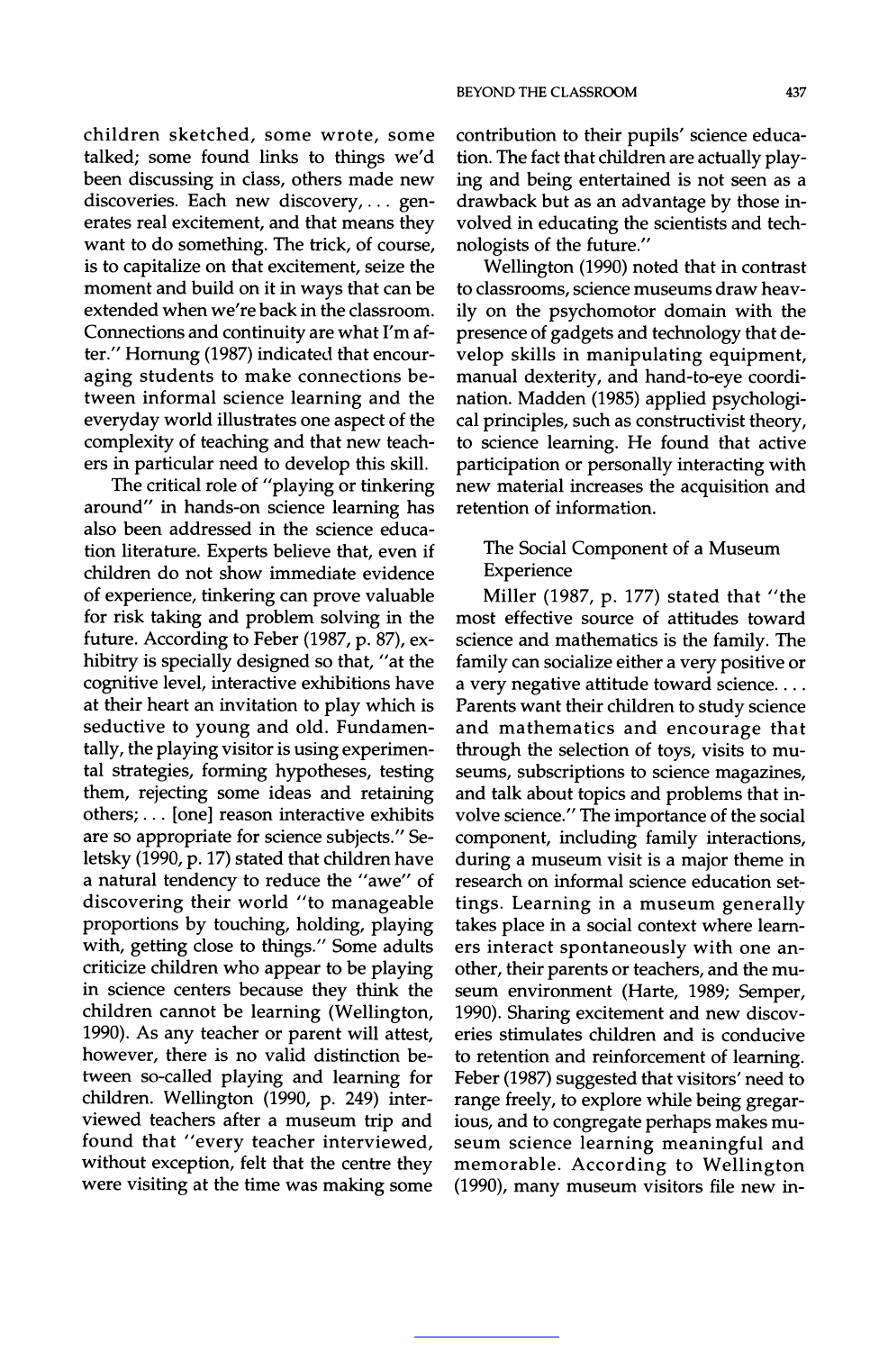children sketched, some wrote, some talked; some found links to things we'd been discussing in class, others made new discoveries. Each new discovery, . . . generates real excitement, and that means they want to do something. The trick, of course, is to capitalize on that excitement, seize the moment and build on it in ways that can be extended when we're back in the classroom. Connections and continuity are what I'm after." Hornung (1987) indicated that encouraging students to make connections between informal science learning and the everyday world illustrates one aspect of the complexity of teaching and that new teachers in particular need to develop this skill.

The critical role of "playing or tinkering around" in hands-on science learning has also been addressed in the science education literature. Experts believe that, even if children do not show immediate evidence of experience, tinkering can prove valuable for risk taking and problem solving in the future. According to Feber (1987, p. 87), exhibitry is specially designed so that, "at the cognitive level, interactive exhibitions have at their heart an invitation to play which is seductive to young and old. Fundamentally, the playing visitor is using experimental strategies, forming hypotheses, testing them, rejecting some ideas and retaining others; . . . [one] reason interactive exhibits are so appropriate for science subjects." Seletsky (1990, p. 17) stated that children have a natural tendency to reduce the "awe" of discovering their world "to manageable proportions by touching, holding, playing with, getting close to things." Some adults criticize children who appear to be playing in science centers because they think the children cannot be learning (Wellington, 1990). As any teacher or parent will attest, however, there is no valid distinction between so-called playing and learning for children. Wellington (1990, p. 249) interviewed teachers after a museum trip and found that "every teacher interviewed, without exception, felt that the centre they were visiting at the time was making some contribution to their pupils' science education. The fact that children are actually playing and being entertained is not seen as a drawback but as an advantage by those involved in educating the scientists and technologists of the future."

Wellington (1990) noted that in contrast to classrooms, science museums draw heavily on the psychomotor domain with the presence of gadgets and technology that develop skills in manipulating equipment, manual dexterity, and hand-to-eye coordination. Madden (1985) applied psychological principles, such as constructivist theory, to science learning. He found that active participation or personally interacting with new material increases the acquisition and retention of information.

## The Social Component of a Museum Experience

Miller (1987, p. 177) stated that "the most effective source of attitudes toward science and mathematics is the family. The family can socialize either a very positive or a very negative attitude toward science. . . . Parents want their children to study science and mathematics and encourage that through the selection of toys, visits to museums, subscriptions to science magazines, and talk about topics and problems that involve science." The importance of the social component, including family interactions, during a museum visit is a major theme in research on informal science education settings. Learning in a museum generally takes place in a social context where learners interact spontaneously with one another, their parents or teachers, and the museum environment (Harte, 1989; Semper, 1990). Sharing excitement and new discoveries stimulates children and is conducive to retention and reinforcement of learning. Feber (1987) suggested that visitors' need to range freely, to explore while being gregarious, and to congregate perhaps makes museum science learning meaningful and memorable. According to Wellington (1990), many museum visitors file new in-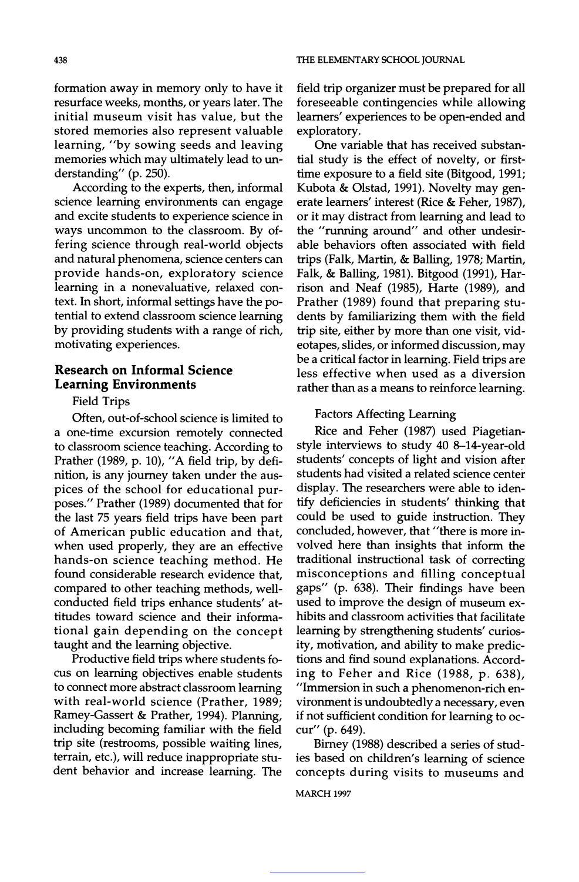formation away in memory only to have it resurface weeks, months, or years later. The initial museum visit has value, but the stored memories also represent valuable learning, "by sowing seeds and leaving memories which may ultimately lead to understanding" (p. 250).

According to the experts, then, informal science learning environments can engage and excite students to experience science in ways uncommon to the classroom. By offering science through real-world objects and natural phenomena, science centers can provide hands-on, exploratory science learning in a nonevaluative, relaxed context. In short, informal settings have the potential to extend classroom science learning by providing students with a range of rich, motivating experiences.

## Research on Informal Science Learning Environments

### Field Trips

Often, out-of-school science is limited to a one-time excursion remotely connected to classroom science teaching. According to Prather (1989, p. 10), "A field trip, by definition, is any journey taken under the auspices of the school for educational purposes." Prather (1989) documented that for the last 75 years field trips have been part of American public education and that, when used properly, they are an effective hands-on science teaching method. He found considerable research evidence that, compared to other teaching methods, well-conducted field trips enhance students' attitudes toward science and their informational gain depending on the concept taught and the learning objective.

Productive field trips where students focus on learning objectives enable students to connect more abstract classroom learning with real-world science (Prather, 1989; Ramey-Gassert & Prather, 1994). Planning, including becoming familiar with the field trip site (restrooms, possible waiting lines, terrain, etc.), will reduce inappropriate student behavior and increase learning. The field trip organizer must be prepared for all foreseeable contingencies while allowing learners' experiences to be open-ended and exploratory.

One variable that has received substantial study is the effect of novelty, or first-time exposure to a field site (Bitgood, 1991; Kubota & Olstad, 1991). Novelty may generate learners' interest (Rice & Feher, 1987), or it may distract from learning and lead to the "running around" and other undesirable behaviors often associated with field trips (Falk, Martin, & Balling, 1978; Martin, Falk, & Balling, 1981). Bitgood (1991), Harrison and Neaf (1985), Harte (1989), and Prather (1989) found that preparing students by familiarizing them with the field trip site, either by more than one visit, videotapes, slides, or informed discussion, may be a critical factor in learning. Field trips are less effective when used as a diversion rather than as a means to reinforce learning.

### Factors Affecting Learning

Rice and Feher (1987) used Piagetian-style interviews to study 40 8–14-year-old students' concepts of light and vision after students had visited a related science center display. The researchers were able to identify deficiencies in students' thinking that could be used to guide instruction. They concluded, however, that "there is more involved here than insights that inform the traditional instructional task of correcting misconceptions and filling conceptual gaps" (p. 638). Their findings have been used to improve the design of museum exhibits and classroom activities that facilitate learning by strengthening students' curiosity, motivation, and ability to make predictions and find sound explanations. According to Feher and Rice (1988, p. 638), "Immersion in such a phenomenon-rich environment is undoubtedly a necessary, even if not sufficient condition for learning to occur" (p. 649).

Birney (1988) described a series of studies based on children's learning of science concepts during visits to museums and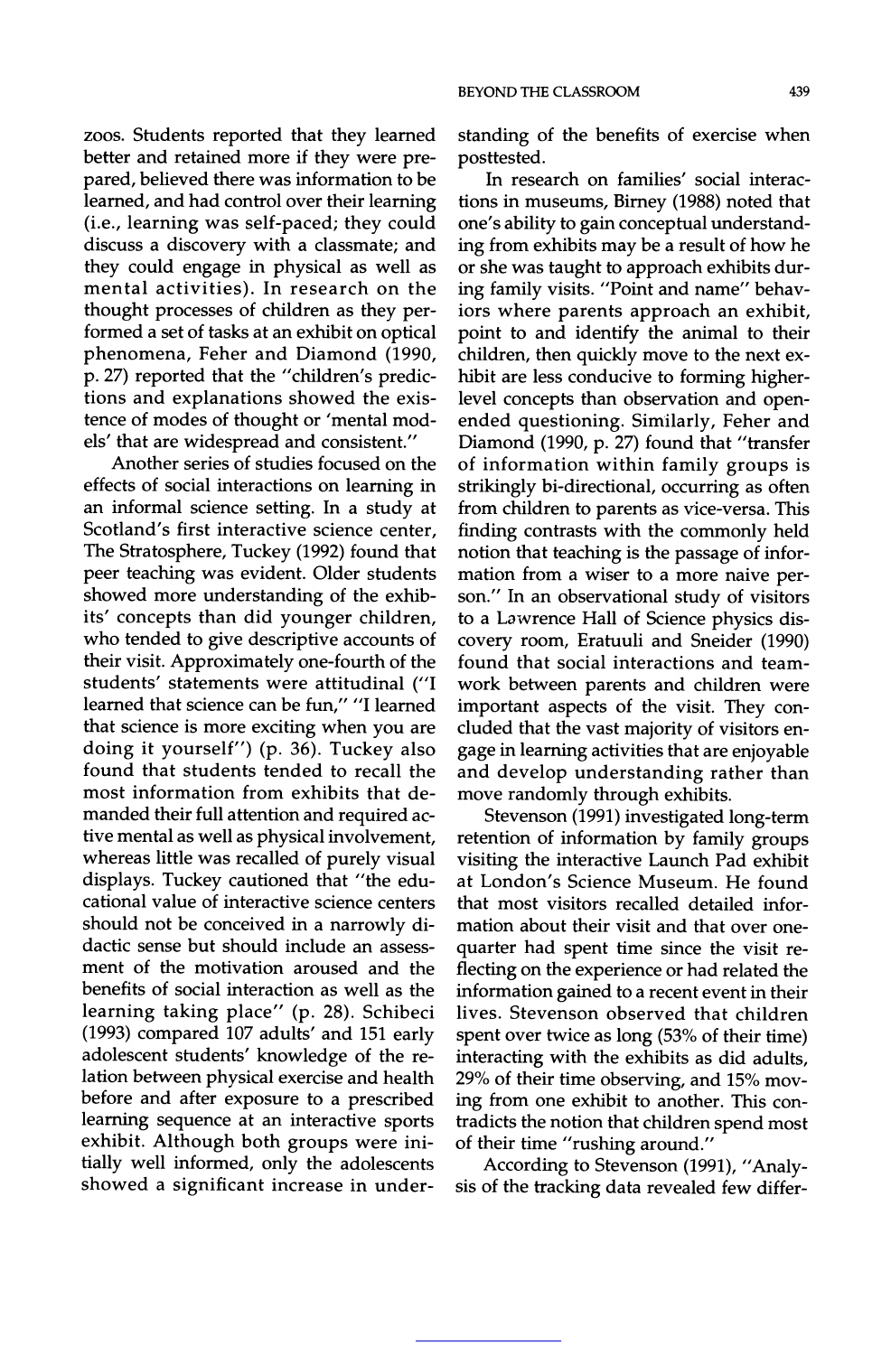zoos. Students reported that they learned better and retained more if they were prepared, believed there was information to be learned, and had control over their learning (i.e., learning was self-paced; they could discuss a discovery with a classmate; and they could engage in physical as well as mental activities). In research on the thought processes of children as they performed a set of tasks at an exhibit on optical phenomena, Feher and Diamond (1990, p. 27) reported that the "children's predictions and explanations showed the existence of modes of thought or 'mental models' that are widespread and consistent."

Another series of studies focused on the effects of social interactions on learning in an informal science setting. In a study at Scotland's first interactive science center, The Stratosphere, Tuckey (1992) found that peer teaching was evident. Older students showed more understanding of the exhibits' concepts than did younger children, who tended to give descriptive accounts of their visit. Approximately one-fourth of the students' statements were attitudinal ("I learned that science can be fun," "I learned that science is more exciting when you are doing it yourself") (p. 36). Tuckey also found that students tended to recall the most information from exhibits that demanded their full attention and required active mental as well as physical involvement, whereas little was recalled of purely visual displays. Tuckey cautioned that "the educational value of interactive science centers should not be conceived in a narrowly didactic sense but should include an assessment of the motivation aroused and the benefits of social interaction as well as the learning taking place" (p. 28). Schibeci (1993) compared 107 adults' and 151 early adolescent students' knowledge of the relation between physical exercise and health before and after exposure to a prescribed learning sequence at an interactive sports exhibit. Although both groups were initially well informed, only the adolescents showed a significant increase in understanding of the benefits of exercise when posttested.

In research on families' social interactions in museums, Birney (1988) noted that one's ability to gain conceptual understanding from exhibits may be a result of how he or she was taught to approach exhibits during family visits. "Point and name" behaviors where parents approach an exhibit, point to and identify the animal to their children, then quickly move to the next exhibit are less conducive to forming higher-level concepts than observation and open-ended questioning. Similarly, Feher and Diamond (1990, p. 27) found that "transfer of information within family groups is strikingly bi-directional, occurring as often from children to parents as vice-versa. This finding contrasts with the commonly held notion that teaching is the passage of information from a wiser to a more naive person." In an observational study of visitors to a Lawrence Hall of Science physics discovery room, Eratuuli and Sneider (1990) found that social interactions and teamwork between parents and children were important aspects of the visit. They concluded that the vast majority of visitors engage in learning activities that are enjoyable and develop understanding rather than move randomly through exhibits.

Stevenson (1991) investigated long-term retention of information by family groups visiting the interactive Launch Pad exhibit at London's Science Museum. He found that most visitors recalled detailed information about their visit and that over one-quarter had spent time since the visit reflecting on the experience or had related the information gained to a recent event in their lives. Stevenson observed that children spent over twice as long (53% of their time) interacting with the exhibits as did adults, 29% of their time observing, and 15% moving from one exhibit to another. This contradicts the notion that children spend most of their time "rushing around."

According to Stevenson (1991), "Analysis of the tracking data revealed few differ-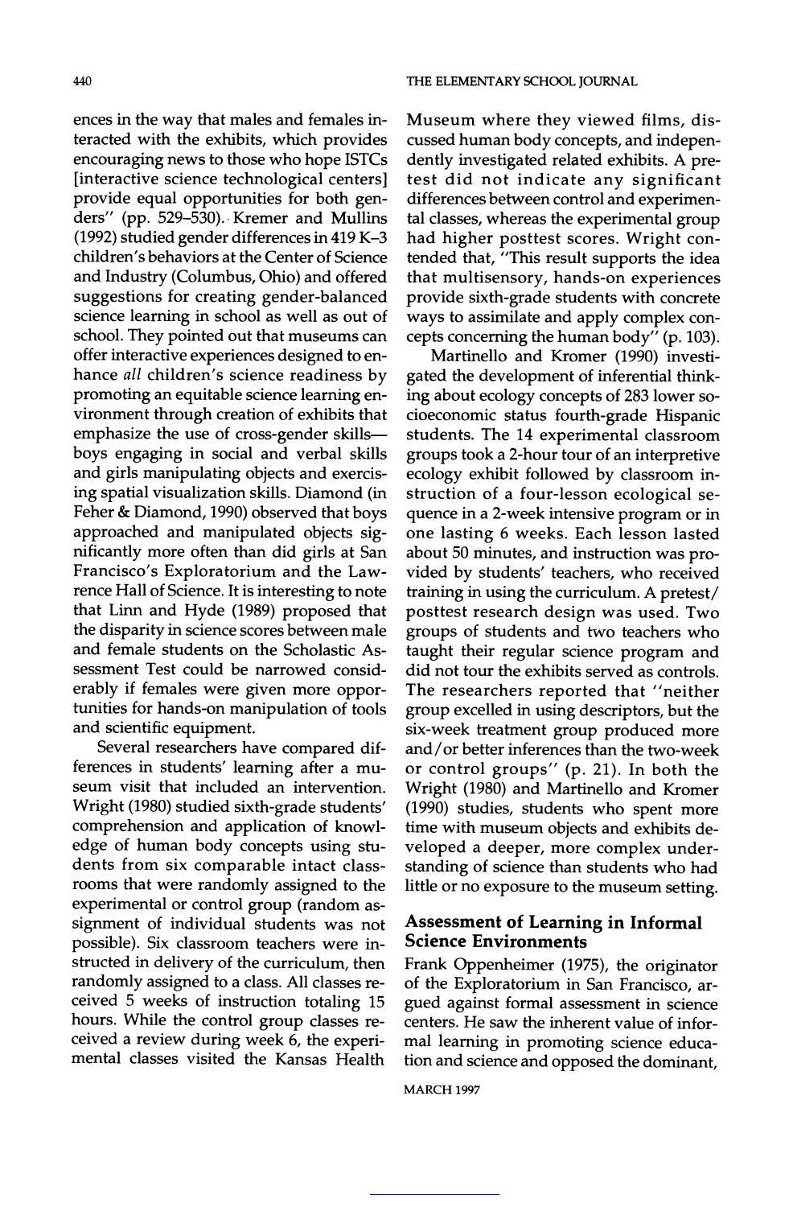ences in the way that males and females interacted with the exhibits, which provides encouraging news to those who hope ISTCs [interactive science technological centers] provide equal opportunities for both genders" (pp. 529–530). Kremer and Mullins (1992) studied gender differences in 419 K–3 children's behaviors at the Center of Science and Industry (Columbus, Ohio) and offered suggestions for creating gender-balanced science learning in school as well as out of school. They pointed out that museums can offer interactive experiences designed to enhance *all* children's science readiness by promoting an equitable science learning environment through creation of exhibits that emphasize the use of cross-gender skills—boys engaging in social and verbal skills and girls manipulating objects and exercising spatial visualization skills. Diamond (in Feher & Diamond, 1990) observed that boys approached and manipulated objects significantly more often than did girls at San Francisco's Exploratorium and the Lawrence Hall of Science. It is interesting to note that Linn and Hyde (1989) proposed that the disparity in science scores between male and female students on the Scholastic Assessment Test could be narrowed considerably if females were given more opportunities for hands-on manipulation of tools and scientific equipment.

Several researchers have compared differences in students' learning after a museum visit that included an intervention. Wright (1980) studied sixth-grade students' comprehension and application of knowledge of human body concepts using students from six comparable intact classrooms that were randomly assigned to the experimental or control group (random assignment of individual students was not possible). Six classroom teachers were instructed in delivery of the curriculum, then randomly assigned to a class. All classes received 5 weeks of instruction totaling 15 hours. While the control group classes received a review during week 6, the experimental classes visited the Kansas Health Museum where they viewed films, discussed human body concepts, and independently investigated related exhibits. A pretest did not indicate any significant differences between control and experimental classes, whereas the experimental group had higher posttest scores. Wright contended that, "This result supports the idea that multisensory, hands-on experiences provide sixth-grade students with concrete ways to assimilate and apply complex concepts concerning the human body" (p. 103).

Martinello and Kromer (1990) investigated the development of inferential thinking about ecology concepts of 283 lower socioeconomic status fourth-grade Hispanic students. The 14 experimental classroom groups took a 2-hour tour of an interpretive ecology exhibit followed by classroom instruction of a four-lesson ecological sequence in a 2-week intensive program or in one lasting 6 weeks. Each lesson lasted about 50 minutes, and instruction was provided by students' teachers, who received training in using the curriculum. A pretest/posttest research design was used. Two groups of students and two teachers who taught their regular science program and did not tour the exhibits served as controls. The researchers reported that "neither group excelled in using descriptors, but the six-week treatment group produced more and/or better inferences than the two-week or control groups" (p. 21). In both the Wright (1980) and Martinello and Kromer (1990) studies, students who spent more time with museum objects and exhibits developed a deeper, more complex understanding of science than students who had little or no exposure to the museum setting.

## Assessment of Learning in Informal Science Environments

Frank Oppenheimer (1975), the originator of the Exploratorium in San Francisco, argued against formal assessment in science centers. He saw the inherent value of informal learning in promoting science education and science and opposed the dominant,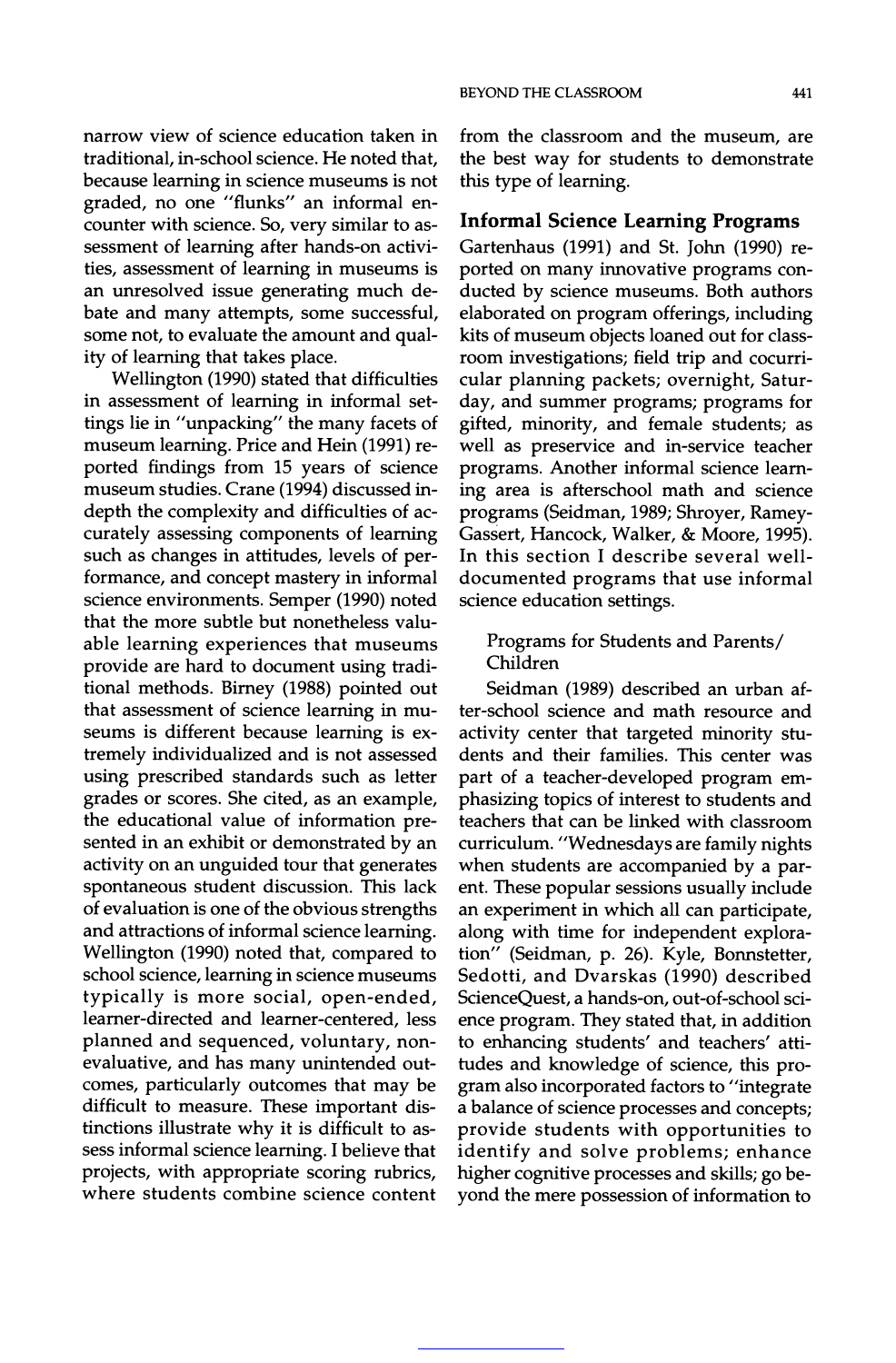narrow view of science education taken in traditional, in-school science. He noted that, because learning in science museums is not graded, no one "flunks" an informal encounter with science. So, very similar to assessment of learning after hands-on activities, assessment of learning in museums is an unresolved issue generating much debate and many attempts, some successful, some not, to evaluate the amount and quality of learning that takes place.

Wellington (1990) stated that difficulties in assessment of learning in informal settings lie in "unpacking" the many facets of museum learning. Price and Hein (1991) reported findings from 15 years of science museum studies. Crane (1994) discussed in-depth the complexity and difficulties of accurately assessing components of learning such as changes in attitudes, levels of performance, and concept mastery in informal science environments. Semper (1990) noted that the more subtle but nonetheless valuable learning experiences that museums provide are hard to document using traditional methods. Birney (1988) pointed out that assessment of science learning in museums is different because learning is extremely individualized and is not assessed using prescribed standards such as letter grades or scores. She cited, as an example, the educational value of information presented in an exhibit or demonstrated by an activity on an unguided tour that generates spontaneous student discussion. This lack of evaluation is one of the obvious strengths and attractions of informal science learning. Wellington (1990) noted that, compared to school science, learning in science museums typically is more social, open-ended, learner-directed and learner-centered, less planned and sequenced, voluntary, nonevaluative, and has many unintended outcomes, particularly outcomes that may be difficult to measure. These important distinctions illustrate why it is difficult to assess informal science learning. I believe that projects, with appropriate scoring rubrics, where students combine science content from the classroom and the museum, are the best way for students to demonstrate this type of learning.

## Informal Science Learning Programs

Gartenhaus (1991) and St. John (1990) reported on many innovative programs conducted by science museums. Both authors elaborated on program offerings, including kits of museum objects loaned out for classroom investigations; field trip and cocurricular planning packets; overnight, Saturday, and summer programs; programs for gifted, minority, and female students; as well as preservice and in-service teacher programs. Another informal science learning area is afterschool math and science programs (Seidman, 1989; Shroyer, Ramey-Gassert, Hancock, Walker, & Moore, 1995). In this section I describe several well-documented programs that use informal science education settings.

### Programs for Students and Parents/Children

Seidman (1989) described an urban after-school science and math resource and activity center that targeted minority students and their families. This center was part of a teacher-developed program emphasizing topics of interest to students and teachers that can be linked with classroom curriculum. "Wednesdays are family nights when students are accompanied by a parent. These popular sessions usually include an experiment in which all can participate, along with time for independent exploration" (Seidman, p. 26). Kyle, Bonnstetter, Sedotti, and Dvarskas (1990) described ScienceQuest, a hands-on, out-of-school science program. They stated that, in addition to enhancing students' and teachers' attitudes and knowledge of science, this program also incorporated factors to "integrate a balance of science processes and concepts; provide students with opportunities to identify and solve problems; enhance higher cognitive processes and skills; go beyond the mere possession of information to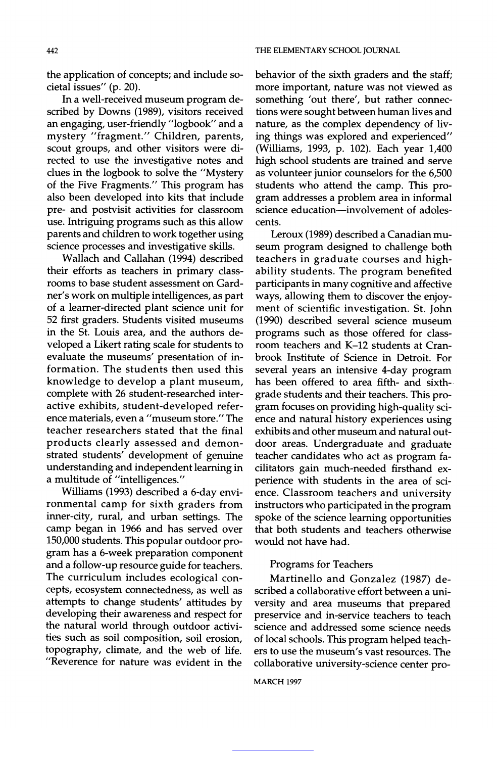the application of concepts; and include societal issues" (p. 20).

In a well-received museum program described by Downs (1989), visitors received an engaging, user-friendly "logbook" and a mystery "fragment." Children, parents, scout groups, and other visitors were directed to use the investigative notes and clues in the logbook to solve the "Mystery of the Five Fragments." This program has also been developed into kits that include pre- and postvisit activities for classroom use. Intriguing programs such as this allow parents and children to work together using science processes and investigative skills.

Wallach and Callahan (1994) described their efforts as teachers in primary classrooms to base student assessment on Gardner's work on multiple intelligences, as part of a learner-directed plant science unit for 52 first graders. Students visited museums in the St. Louis area, and the authors developed a Likert rating scale for students to evaluate the museums' presentation of information. The students then used this knowledge to develop a plant museum, complete with 26 student-researched interactive exhibits, student-developed reference materials, even a "museum store." The teacher researchers stated that the final products clearly assessed and demonstrated students' development of genuine understanding and independent learning in a multitude of "intelligences."

Williams (1993) described a 6-day environmental camp for sixth graders from inner-city, rural, and urban settings. The camp began in 1966 and has served over 150,000 students. This popular outdoor program has a 6-week preparation component and a follow-up resource guide for teachers. The curriculum includes ecological concepts, ecosystem connectedness, as well as attempts to change students' attitudes by developing their awareness and respect for the natural world through outdoor activities such as soil composition, soil erosion, topography, climate, and the web of life. "Reverence for nature was evident in the behavior of the sixth graders and the staff; more important, nature was not viewed as something 'out there', but rather connections were sought between human lives and nature, as the complex dependency of living things was explored and experienced" (Williams, 1993, p. 102). Each year 1,400 high school students are trained and serve as volunteer junior counselors for the 6,500 students who attend the camp. This program addresses a problem area in informal science education—involvement of adolescents.

Leroux (1989) described a Canadian museum program designed to challenge both teachers in graduate courses and high-ability students. The program benefited participants in many cognitive and affective ways, allowing them to discover the enjoyment of scientific investigation. St. John (1990) described several science museum programs such as those offered for classroom teachers and K–12 students at Cranbrook Institute of Science in Detroit. For several years an intensive 4-day program has been offered to area fifth- and sixth-grade students and their teachers. This program focuses on providing high-quality science and natural history experiences using exhibits and other museum and natural outdoor areas. Undergraduate and graduate teacher candidates who act as program facilitators gain much-needed firsthand experience with students in the area of science. Classroom teachers and university instructors who participated in the program spoke of the science learning opportunities that both students and teachers otherwise would not have had.

### Programs for Teachers

Martinello and Gonzalez (1987) described a collaborative effort between a university and area museums that prepared preservice and in-service teachers to teach science and addressed some science needs of local schools. This program helped teachers to use the museum's vast resources. The collaborative university-science center pro-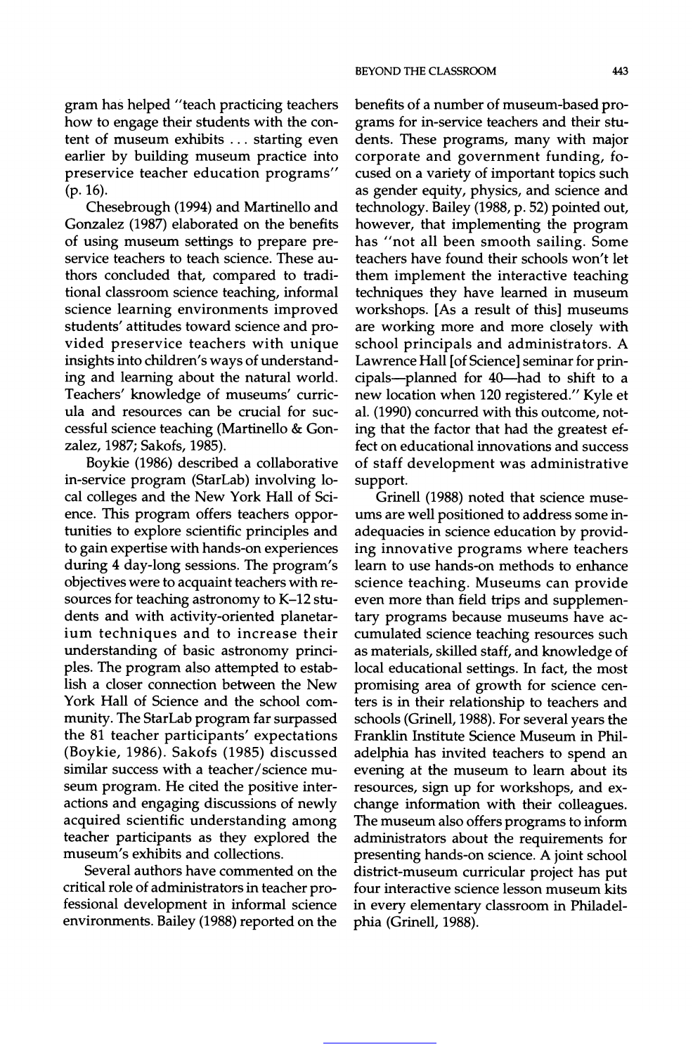gram has helped "teach practicing teachers how to engage their students with the content of museum exhibits ... starting even earlier by building museum practice into preservice teacher education programs" (p. 16).

Chesebrough (1994) and Martinello and Gonzalez (1987) elaborated on the benefits of using museum settings to prepare preservice teachers to teach science. These authors concluded that, compared to traditional classroom science teaching, informal science learning environments improved students' attitudes toward science and provided preservice teachers with unique insights into children's ways of understanding and learning about the natural world. Teachers' knowledge of museums' curricula and resources can be crucial for successful science teaching (Martinello & Gonzalez, 1987; Sakofs, 1985).

Boykie (1986) described a collaborative in-service program (StarLab) involving local colleges and the New York Hall of Science. This program offers teachers opportunities to explore scientific principles and to gain expertise with hands-on experiences during 4 day-long sessions. The program's objectives were to acquaint teachers with resources for teaching astronomy to K–12 students and with activity-oriented planetarium techniques and to increase their understanding of basic astronomy principles. The program also attempted to establish a closer connection between the New York Hall of Science and the school community. The StarLab program far surpassed the 81 teacher participants' expectations (Boykie, 1986). Sakofs (1985) discussed similar success with a teacher/science museum program. He cited the positive interactions and engaging discussions of newly acquired scientific understanding among teacher participants as they explored the museum's exhibits and collections.

Several authors have commented on the critical role of administrators in teacher professional development in informal science environments. Bailey (1988) reported on the benefits of a number of museum-based programs for in-service teachers and their students. These programs, many with major corporate and government funding, focused on a variety of important topics such as gender equity, physics, and science and technology. Bailey (1988, p. 52) pointed out, however, that implementing the program has "not all been smooth sailing. Some teachers have found their schools won't let them implement the interactive teaching techniques they have learned in museum workshops. [As a result of this] museums are working more and more closely with school principals and administrators. A Lawrence Hall [of Science] seminar for principals—planned for 40—had to shift to a new location when 120 registered." Kyle et al. (1990) concurred with this outcome, noting that the factor that had the greatest effect on educational innovations and success of staff development was administrative support.

Grinell (1988) noted that science museums are well positioned to address some inadequacies in science education by providing innovative programs where teachers learn to use hands-on methods to enhance science teaching. Museums can provide even more than field trips and supplementary programs because museums have accumulated science teaching resources such as materials, skilled staff, and knowledge of local educational settings. In fact, the most promising area of growth for science centers is in their relationship to teachers and schools (Grinell, 1988). For several years the Franklin Institute Science Museum in Philadelphia has invited teachers to spend an evening at the museum to learn about its resources, sign up for workshops, and exchange information with their colleagues. The museum also offers programs to inform administrators about the requirements for presenting hands-on science. A joint school district-museum curricular project has put four interactive science lesson museum kits in every elementary classroom in Philadelphia (Grinell, 1988).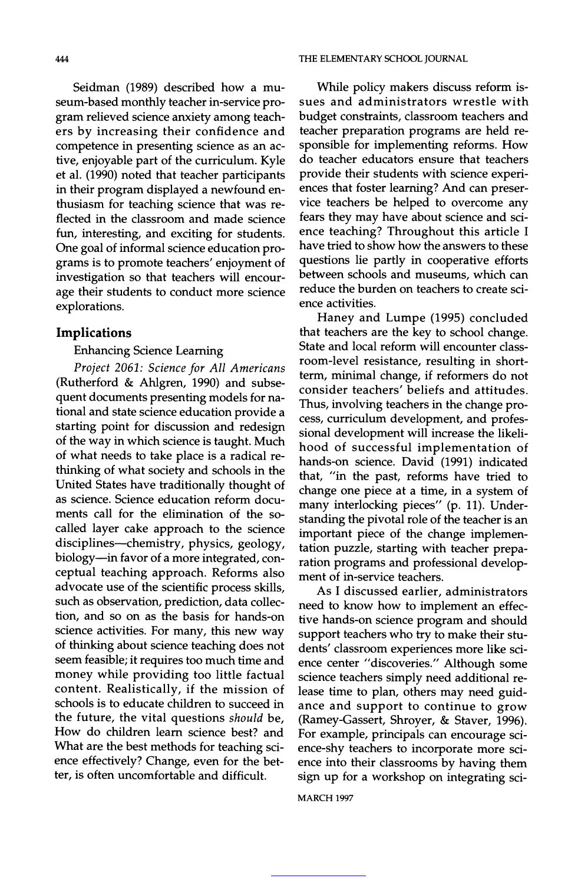Seidman (1989) described how a museum-based monthly teacher in-service program relieved science anxiety among teachers by increasing their confidence and competence in presenting science as an active, enjoyable part of the curriculum. Kyle et al. (1990) noted that teacher participants in their program displayed a newfound enthusiasm for teaching science that was reflected in the classroom and made science fun, interesting, and exciting for students. One goal of informal science education programs is to promote teachers' enjoyment of investigation so that teachers will encourage their students to conduct more science explorations.

## Implications

### Enhancing Science Learning

*Project 2061: Science for All Americans* (Rutherford & Ahlgren, 1990) and subsequent documents presenting models for national and state science education provide a starting point for discussion and redesign of the way in which science is taught. Much of what needs to take place is a radical rethinking of what society and schools in the United States have traditionally thought of as science. Science education reform documents call for the elimination of the so-called layer cake approach to the science disciplines—chemistry, physics, geology, biology—in favor of a more integrated, conceptual teaching approach. Reforms also advocate use of the scientific process skills, such as observation, prediction, data collection, and so on as the basis for hands-on science activities. For many, this new way of thinking about science teaching does not seem feasible; it requires too much time and money while providing too little factual content. Realistically, if the mission of schools is to educate children to succeed in the future, the vital questions *should* be, How do children learn science best? and What are the best methods for teaching science effectively? Change, even for the better, is often uncomfortable and difficult.

While policy makers discuss reform issues and administrators wrestle with budget constraints, classroom teachers and teacher preparation programs are held responsible for implementing reforms. How do teacher educators ensure that teachers provide their students with science experiences that foster learning? And can preservice teachers be helped to overcome any fears they may have about science and science teaching? Throughout this article I have tried to show how the answers to these questions lie partly in cooperative efforts between schools and museums, which can reduce the burden on teachers to create science activities.

Haney and Lumpe (1995) concluded that teachers are the key to school change. State and local reform will encounter classroom-level resistance, resulting in short-term, minimal change, if reformers do not consider teachers' beliefs and attitudes. Thus, involving teachers in the change process, curriculum development, and professional development will increase the likelihood of successful implementation of hands-on science. David (1991) indicated that, "in the past, reforms have tried to change one piece at a time, in a system of many interlocking pieces" (p. 11). Understanding the pivotal role of the teacher is an important piece of the change implementation puzzle, starting with teacher preparation programs and professional development of in-service teachers.

As I discussed earlier, administrators need to know how to implement an effective hands-on science program and should support teachers who try to make their students' classroom experiences more like science center "discoveries." Although some science teachers simply need additional release time to plan, others may need guidance and support to continue to grow (Ramey-Gassert, Shroyer, & Staver, 1996). For example, principals can encourage science-shy teachers to incorporate more science into their classrooms by having them sign up for a workshop on integrating sci-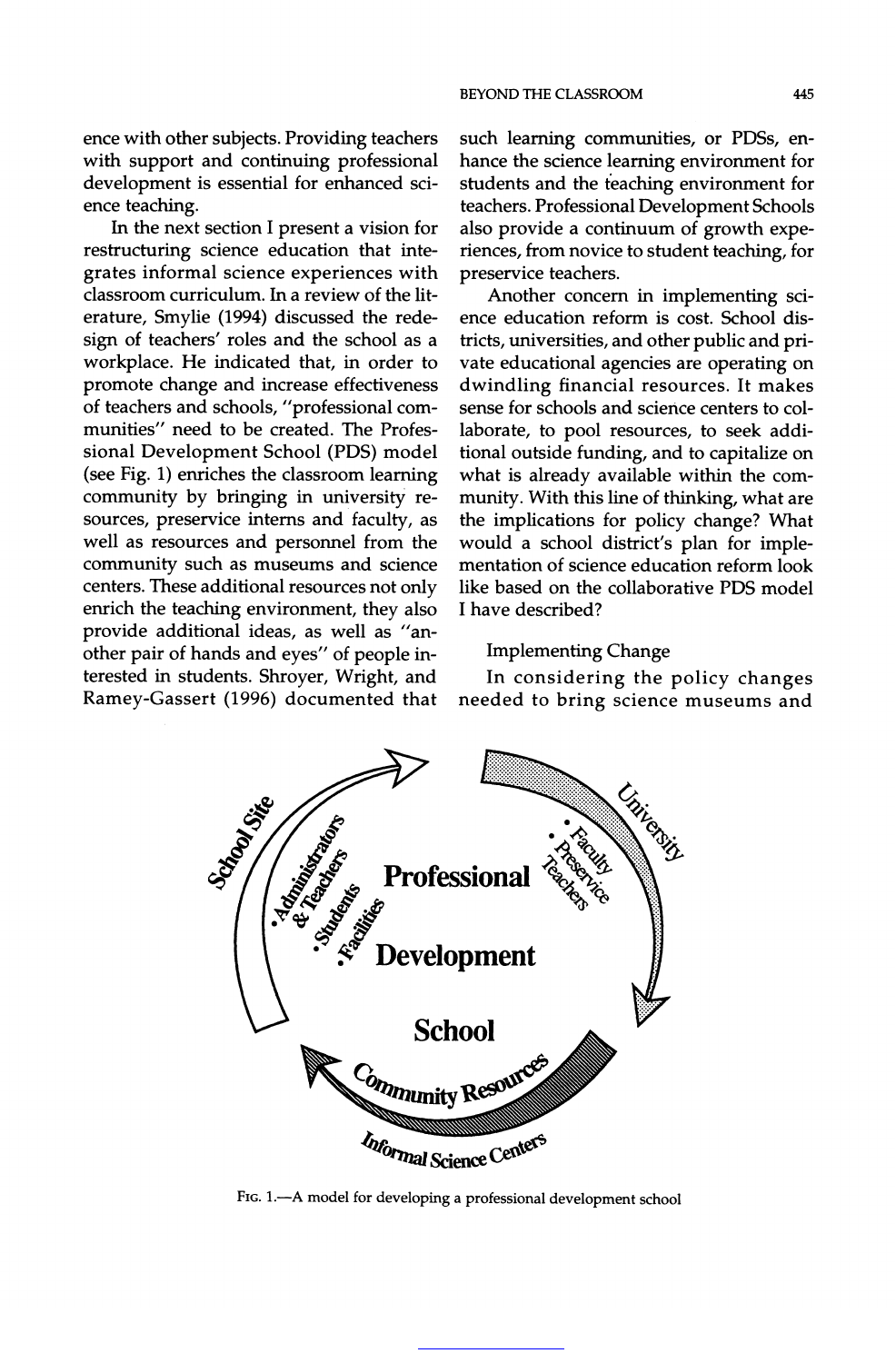ence with other subjects. Providing teachers with support and continuing professional development is essential for enhanced science teaching.

In the next section I present a vision for restructuring science education that integrates informal science experiences with classroom curriculum. In a review of the literature, Smylie (1994) discussed the redesign of teachers' roles and the school as a workplace. He indicated that, in order to promote change and increase effectiveness of teachers and schools, "professional communities" need to be created. The Professional Development School (PDS) model (see Fig. 1) enriches the classroom learning community by bringing in university resources, preservice interns and faculty, as well as resources and personnel from the community such as museums and science centers. These additional resources not only enrich the teaching environment, they also provide additional ideas, as well as "another pair of hands and eyes" of people interested in students. Shroyer, Wright, and Ramey-Gassert (1996) documented that such learning communities, or PDSs, enhance the science learning environment for students and the teaching environment for teachers. Professional Development Schools also provide a continuum of growth experiences, from novice to student teaching, for preservice teachers.

Another concern in implementing science education reform is cost. School districts, universities, and other public and private educational agencies are operating on dwindling financial resources. It makes sense for schools and science centers to collaborate, to pool resources, to seek additional outside funding, and to capitalize on what is already available within the community. With this line of thinking, what are the implications for policy change? What would a school district's plan for implementation of science education reform look like based on the collaborative PDS model I have described?

## Implementing Change

In considering the policy changes needed to bring science museums and

School Site: • Administrators & Teachers • Students • Facilities

University: • Faculty • Preservice Teachers

Professional Development School

Community Resources

Informal Science Centers

FIG. 1.—A model for developing a professional development school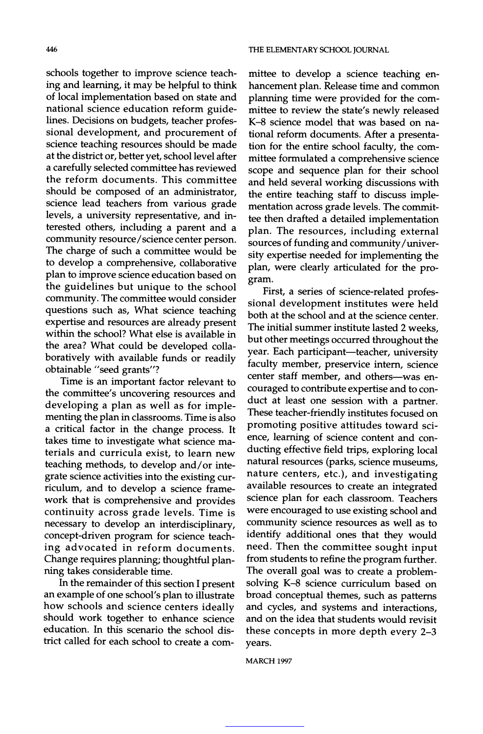schools together to improve science teaching and learning, it may be helpful to think of local implementation based on state and national science education reform guidelines. Decisions on budgets, teacher professional development, and procurement of science teaching resources should be made at the district or, better yet, school level after a carefully selected committee has reviewed the reform documents. This committee should be composed of an administrator, science lead teachers from various grade levels, a university representative, and interested others, including a parent and a community resource/science center person. The charge of such a committee would be to develop a comprehensive, collaborative plan to improve science education based on the guidelines but unique to the school community. The committee would consider questions such as, What science teaching expertise and resources are already present within the school? What else is available in the area? What could be developed collaboratively with available funds or readily obtainable "seed grants"?

Time is an important factor relevant to the committee's uncovering resources and developing a plan as well as for implementing the plan in classrooms. Time is also a critical factor in the change process. It takes time to investigate what science materials and curricula exist, to learn new teaching methods, to develop and/or integrate science activities into the existing curriculum, and to develop a science framework that is comprehensive and provides continuity across grade levels. Time is necessary to develop an interdisciplinary, concept-driven program for science teaching advocated in reform documents. Change requires planning; thoughtful planning takes considerable time.

In the remainder of this section I present an example of one school's plan to illustrate how schools and science centers ideally should work together to enhance science education. In this scenario the school district called for each school to create a committee to develop a science teaching enhancement plan. Release time and common planning time were provided for the committee to review the state's newly released K–8 science model that was based on national reform documents. After a presentation for the entire school faculty, the committee formulated a comprehensive science scope and sequence plan for their school and held several working discussions with the entire teaching staff to discuss implementation across grade levels. The committee then drafted a detailed implementation plan. The resources, including external sources of funding and community/university expertise needed for implementing the plan, were clearly articulated for the program.

First, a series of science-related professional development institutes were held both at the school and at the science center. The initial summer institute lasted 2 weeks, but other meetings occurred throughout the year. Each participant—teacher, university faculty member, preservice intern, science center staff member, and others—was encouraged to contribute expertise and to conduct at least one session with a partner. These teacher-friendly institutes focused on promoting positive attitudes toward science, learning of science content and conducting effective field trips, exploring local natural resources (parks, science museums, nature centers, etc.), and investigating available resources to create an integrated science plan for each classroom. Teachers were encouraged to use existing school and community science resources as well as to identify additional ones that they would need. Then the committee sought input from students to refine the program further. The overall goal was to create a problem-solving K–8 science curriculum based on broad conceptual themes, such as patterns and cycles, and systems and interactions, and on the idea that students would revisit these concepts in more depth every 2–3 years.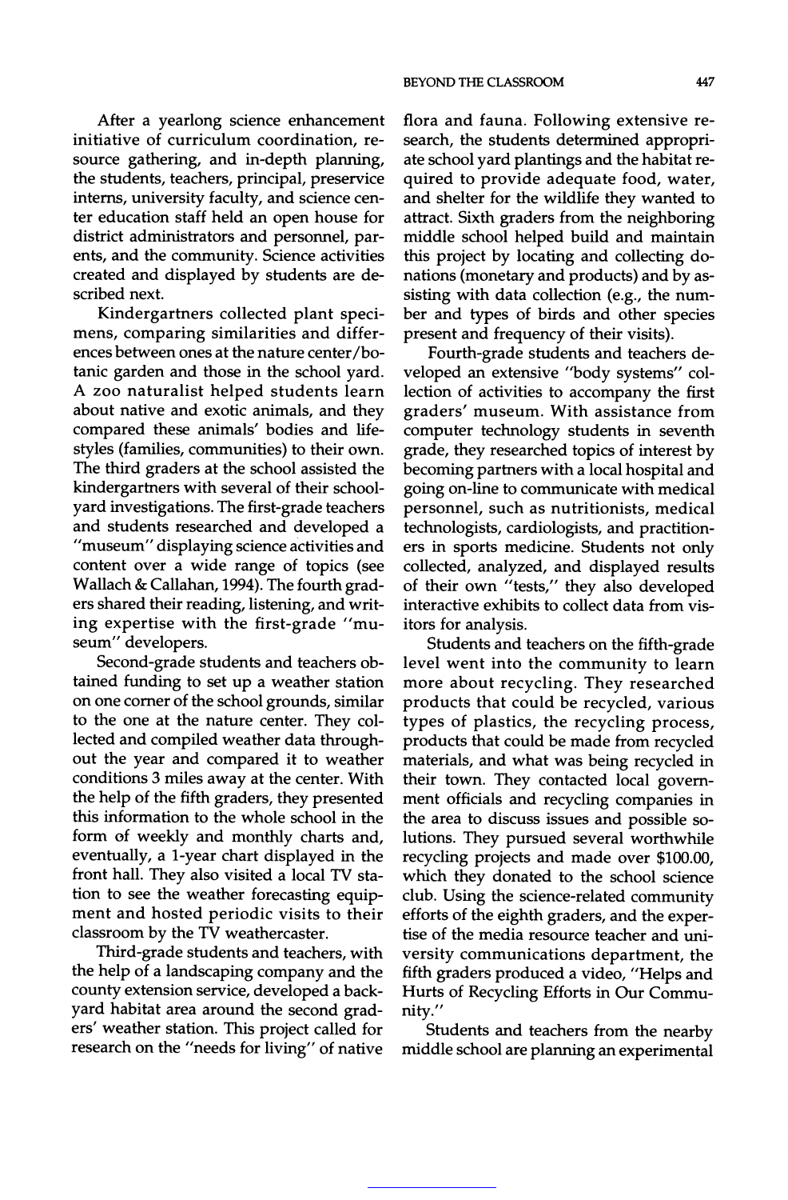After a yearlong science enhancement initiative of curriculum coordination, resource gathering, and in-depth planning, the students, teachers, principal, preservice interns, university faculty, and science center education staff held an open house for district administrators and personnel, parents, and the community. Science activities created and displayed by students are described next.

Kindergartners collected plant specimens, comparing similarities and differences between ones at the nature center/botanic garden and those in the school yard. A zoo naturalist helped students learn about native and exotic animals, and they compared these animals' bodies and lifestyles (families, communities) to their own. The third graders at the school assisted the kindergartners with several of their schoolyard investigations. The first-grade teachers and students researched and developed a "museum" displaying science activities and content over a wide range of topics (see Wallach & Callahan, 1994). The fourth graders shared their reading, listening, and writing expertise with the first-grade "museum" developers.

Second-grade students and teachers obtained funding to set up a weather station on one corner of the school grounds, similar to the one at the nature center. They collected and compiled weather data throughout the year and compared it to weather conditions 3 miles away at the center. With the help of the fifth graders, they presented this information to the whole school in the form of weekly and monthly charts and, eventually, a 1-year chart displayed in the front hall. They also visited a local TV station to see the weather forecasting equipment and hosted periodic visits to their classroom by the TV weathercaster.

Third-grade students and teachers, with the help of a landscaping company and the county extension service, developed a backyard habitat area around the second graders' weather station. This project called for research on the "needs for living" of native flora and fauna. Following extensive research, the students determined appropriate school yard plantings and the habitat required to provide adequate food, water, and shelter for the wildlife they wanted to attract. Sixth graders from the neighboring middle school helped build and maintain this project by locating and collecting donations (monetary and products) and by assisting with data collection (e.g., the number and types of birds and other species present and frequency of their visits).

Fourth-grade students and teachers developed an extensive "body systems" collection of activities to accompany the first graders' museum. With assistance from computer technology students in seventh grade, they researched topics of interest by becoming partners with a local hospital and going on-line to communicate with medical personnel, such as nutritionists, medical technologists, cardiologists, and practitioners in sports medicine. Students not only collected, analyzed, and displayed results of their own "tests," they also developed interactive exhibits to collect data from visitors for analysis.

Students and teachers on the fifth-grade level went into the community to learn more about recycling. They researched products that could be recycled, various types of plastics, the recycling process, products that could be made from recycled materials, and what was being recycled in their town. They contacted local government officials and recycling companies in the area to discuss issues and possible solutions. They pursued several worthwhile recycling projects and made over $100.00, which they donated to the school science club. Using the science-related community efforts of the eighth graders, and the expertise of the media resource teacher and university communications department, the fifth graders produced a video, "Helps and Hurts of Recycling Efforts in Our Community."

Students and teachers from the nearby middle school are planning an experimental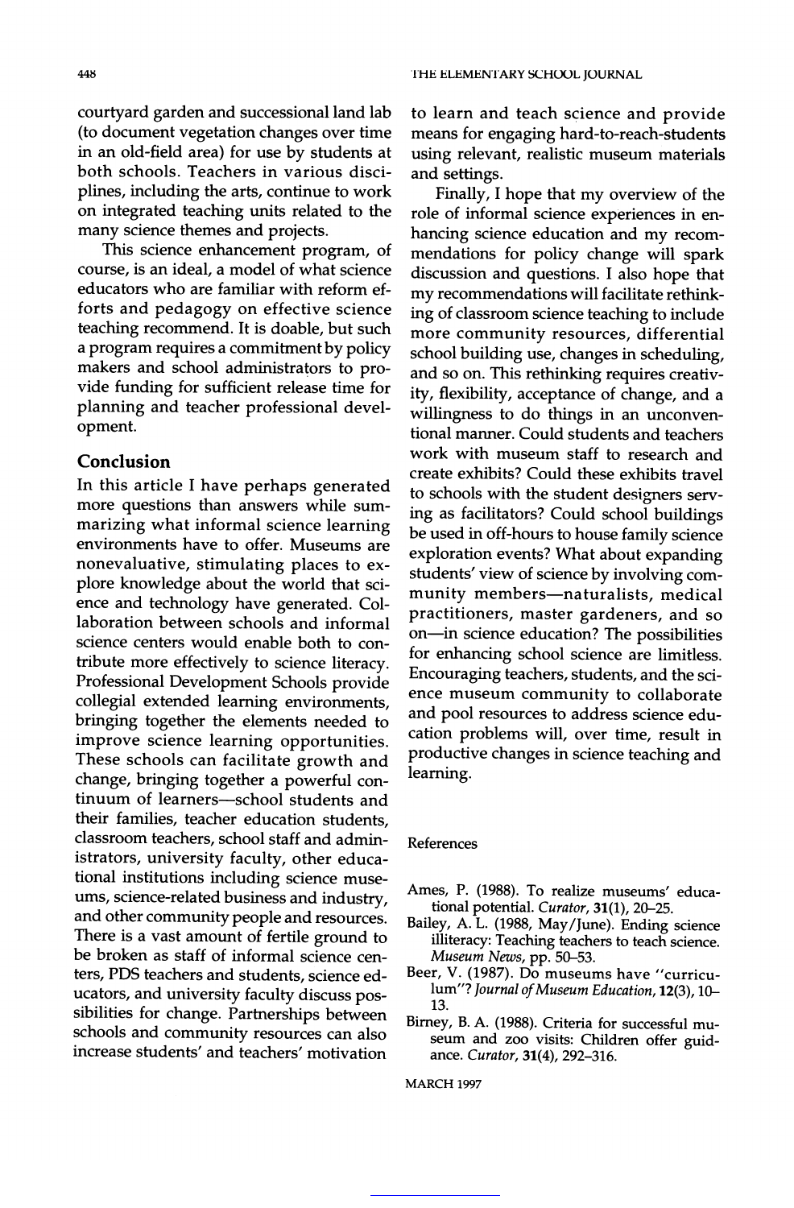courtyard garden and successional land lab (to document vegetation changes over time in an old-field area) for use by students at both schools. Teachers in various disciplines, including the arts, continue to work on integrated teaching units related to the many science themes and projects.

This science enhancement program, of course, is an ideal, a model of what science educators who are familiar with reform efforts and pedagogy on effective science teaching recommend. It is doable, but such a program requires a commitment by policy makers and school administrators to provide funding for sufficient release time for planning and teacher professional development.

## Conclusion

In this article I have perhaps generated more questions than answers while summarizing what informal science learning environments have to offer. Museums are nonevaluative, stimulating places to explore knowledge about the world that science and technology have generated. Collaboration between schools and informal science centers would enable both to contribute more effectively to science literacy. Professional Development Schools provide collegial extended learning environments, bringing together the elements needed to improve science learning opportunities. These schools can facilitate growth and change, bringing together a powerful continuum of learners—school students and their families, teacher education students, classroom teachers, school staff and administrators, university faculty, other educational institutions including science museums, science-related business and industry, and other community people and resources. There is a vast amount of fertile ground to be broken as staff of informal science centers, PDS teachers and students, science educators, and university faculty discuss possibilities for change. Partnerships between schools and community resources can also increase students' and teachers' motivation to learn and teach science and provide means for engaging hard-to-reach-students using relevant, realistic museum materials and settings.

Finally, I hope that my overview of the role of informal science experiences in enhancing science education and my recommendations for policy change will spark discussion and questions. I also hope that my recommendations will facilitate rethinking of classroom science teaching to include more community resources, differential school building use, changes in scheduling, and so on. This rethinking requires creativity, flexibility, acceptance of change, and a willingness to do things in an unconventional manner. Could students and teachers work with museum staff to research and create exhibits? Could these exhibits travel to schools with the student designers serving as facilitators? Could school buildings be used in off-hours to house family science exploration events? What about expanding students' view of science by involving community members—naturalists, medical practitioners, master gardeners, and so on—in science education? The possibilities for enhancing school science are limitless. Encouraging teachers, students, and the science museum community to collaborate and pool resources to address science education problems will, over time, result in productive changes in science teaching and learning.

## References

Ames, P. (1988). To realize museums' educational potential. *Curator*, **31**(1), 20–25.

Bailey, A. L. (1988, May/June). Ending science illiteracy: Teaching teachers to teach science. *Museum News*, pp. 50–53.

Beer, V. (1987). Do museums have "curriculum"? *Journal of Museum Education*, **12**(3), 10–13.

Birney, B. A. (1988). Criteria for successful museum and zoo visits: Children offer guidance. *Curator*, **31**(4), 292–316.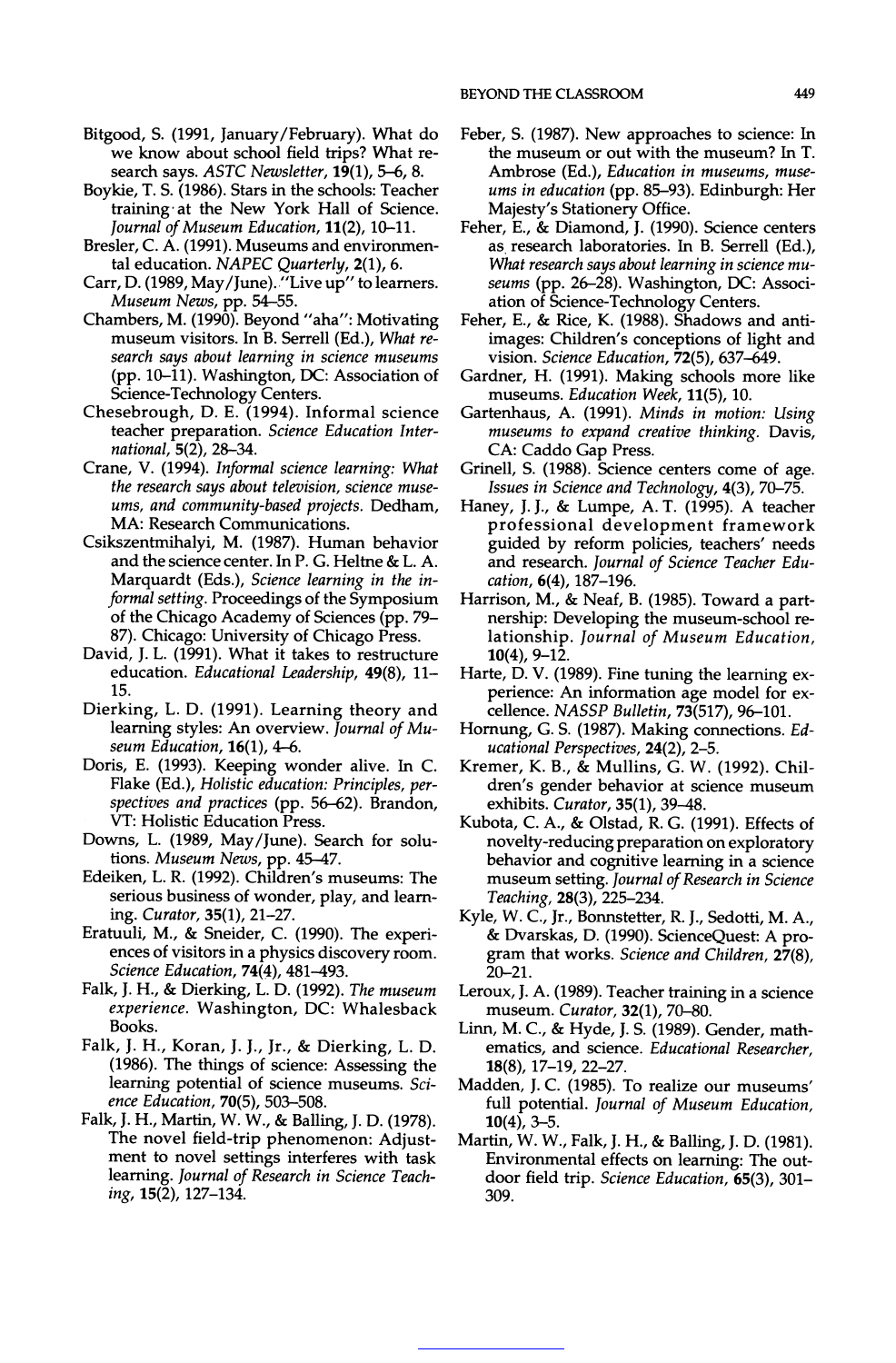Bitgood, S. (1991, January/February). What do we know about school field trips? What research says. *ASTC Newsletter*, **19**(1), 5–6, 8.

Boykie, T. S. (1986). Stars in the schools: Teacher training at the New York Hall of Science. *Journal of Museum Education*, **11**(2), 10–11.

Bresler, C. A. (1991). Museums and environmental education. *NAPEC Quarterly*, **2**(1), 6.

Carr, D. (1989, May/June). "Live up" to learners. *Museum News*, pp. 54–55.

Chambers, M. (1990). Beyond "aha": Motivating museum visitors. In B. Serrell (Ed.), *What research says about learning in science museums* (pp. 10–11). Washington, DC: Association of Science-Technology Centers.

Chesebrough, D. E. (1994). Informal science teacher preparation. *Science Education International*, **5**(2), 28–34.

Crane, V. (1994). *Informal science learning: What the research says about television, science museums, and community-based projects.* Dedham, MA: Research Communications.

Csikszentmihalyi, M. (1987). Human behavior and the science center. In P. G. Heltne & L. A. Marquardt (Eds.), *Science learning in the informal setting.* Proceedings of the Symposium of the Chicago Academy of Sciences (pp. 79–87). Chicago: University of Chicago Press.

David, J. L. (1991). What it takes to restructure education. *Educational Leadership*, **49**(8), 11–15.

Dierking, L. D. (1991). Learning theory and learning styles: An overview. *Journal of Museum Education*, **16**(1), 4–6.

Doris, E. (1993). Keeping wonder alive. In C. Flake (Ed.), *Holistic education: Principles, perspectives and practices* (pp. 56–62). Brandon, VT: Holistic Education Press.

Downs, L. (1989, May/June). Search for solutions. *Museum News*, pp. 45–47.

Edeiken, L. R. (1992). Children's museums: The serious business of wonder, play, and learning. *Curator*, **35**(1), 21–27.

Eratuuli, M., & Sneider, C. (1990). The experiences of visitors in a physics discovery room. *Science Education*, **74**(4), 481–493.

Falk, J. H., & Dierking, L. D. (1992). *The museum experience.* Washington, DC: Whalesback Books.

Falk, J. H., Koran, J. J., Jr., & Dierking, L. D. (1986). The things of science: Assessing the learning potential of science museums. *Science Education*, **70**(5), 503–508.

Falk, J. H., Martin, W. W., & Balling, J. D. (1978). The novel field-trip phenomenon: Adjustment to novel settings interferes with task learning. *Journal of Research in Science Teaching*, **15**(2), 127–134.

Feber, S. (1987). New approaches to science: In the museum or out with the museum? In T. Ambrose (Ed.), *Education in museums, museums in education* (pp. 85–93). Edinburgh: Her Majesty's Stationery Office.

Feher, E., & Diamond, J. (1990). Science centers as research laboratories. In B. Serrell (Ed.), *What research says about learning in science museums* (pp. 26–28). Washington, DC: Association of Science-Technology Centers.

Feher, E., & Rice, K. (1988). Shadows and anti-images: Children's conceptions of light and vision. *Science Education*, **72**(5), 637–649.

Gardner, H. (1991). Making schools more like museums. *Education Week*, **11**(5), 10.

Gartenhaus, A. (1991). *Minds in motion: Using museums to expand creative thinking.* Davis, CA: Caddo Gap Press.

Grinell, S. (1988). Science centers come of age. *Issues in Science and Technology*, **4**(3), 70–75.

Haney, J. J., & Lumpe, A. T. (1995). A teacher professional development framework guided by reform policies, teachers' needs and research. *Journal of Science Teacher Education*, **6**(4), 187–196.

Harrison, M., & Neaf, B. (1985). Toward a partnership: Developing the museum-school relationship. *Journal of Museum Education*, **10**(4), 9–12.

Harte, D. V. (1989). Fine tuning the learning experience: An information age model for excellence. *NASSP Bulletin*, **73**(517), 96–101.

Hornung, G. S. (1987). Making connections. *Educational Perspectives*, **24**(2), 2–5.

Kremer, K. B., & Mullins, G. W. (1992). Children's gender behavior at science museum exhibits. *Curator*, **35**(1), 39–48.

Kubota, C. A., & Olstad, R. G. (1991). Effects of novelty-reducing preparation on exploratory behavior and cognitive learning in a science museum setting. *Journal of Research in Science Teaching*, **28**(3), 225–234.

Kyle, W. C., Jr., Bonnstetter, R. J., Sedotti, M. A., & Dvarskas, D. (1990). ScienceQuest: A program that works. *Science and Children*, **27**(8), 20–21.

Leroux, J. A. (1989). Teacher training in a science museum. *Curator*, **32**(1), 70–80.

Linn, M. C., & Hyde, J. S. (1989). Gender, mathematics, and science. *Educational Researcher*, **18**(8), 17–19, 22–27.

Madden, J. C. (1985). To realize our museums' full potential. *Journal of Museum Education*, **10**(4), 3–5.

Martin, W. W., Falk, J. H., & Balling, J. D. (1981). Environmental effects on learning: The outdoor field trip. *Science Education*, **65**(3), 301–309.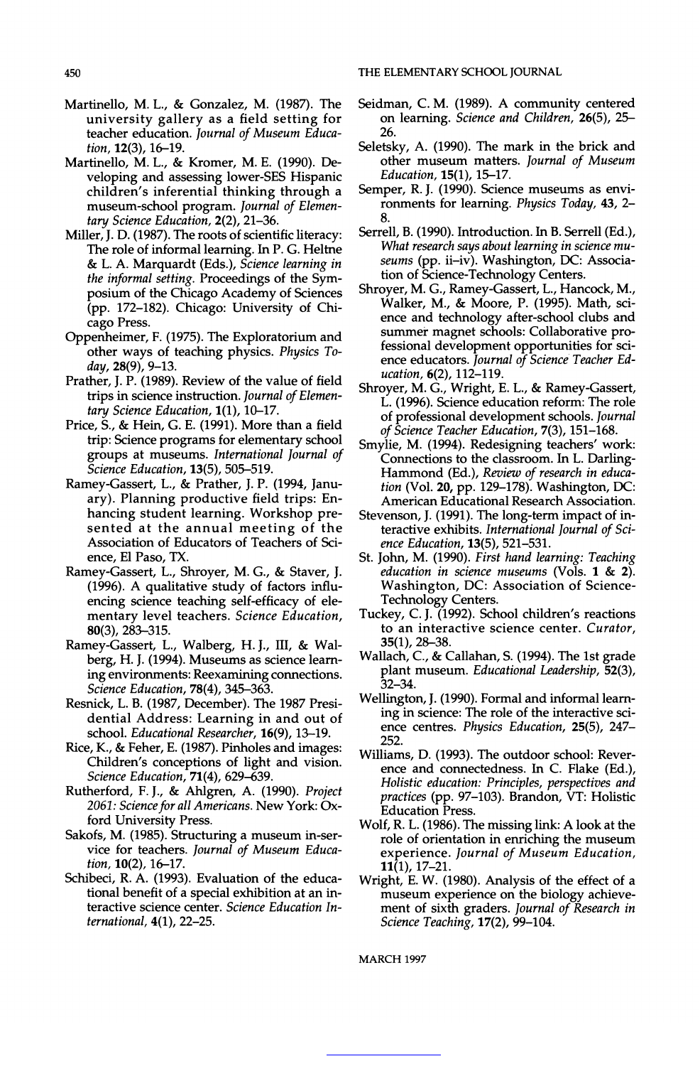Martinello, M. L., & Gonzalez, M. (1987). The university gallery as a field setting for teacher education. *Journal of Museum Education*, **12**(3), 16–19.

Martinello, M. L., & Kromer, M. E. (1990). Developing and assessing lower-SES Hispanic children's inferential thinking through a museum-school program. *Journal of Elementary Science Education*, **2**(2), 21–36.

Miller, J. D. (1987). The roots of scientific literacy: The role of informal learning. In P. G. Heltne & L. A. Marquardt (Eds.), *Science learning in the informal setting*. Proceedings of the Symposium of the Chicago Academy of Sciences (pp. 172–182). Chicago: University of Chicago Press.

Oppenheimer, F. (1975). The Exploratorium and other ways of teaching physics. *Physics Today*, **28**(9), 9–13.

Prather, J. P. (1989). Review of the value of field trips in science instruction. *Journal of Elementary Science Education*, **1**(1), 10–17.

Price, S., & Hein, G. E. (1991). More than a field trip: Science programs for elementary school groups at museums. *International Journal of Science Education*, **13**(5), 505–519.

Ramey-Gassert, L., & Prather, J. P. (1994, January). Planning productive field trips: Enhancing student learning. Workshop presented at the annual meeting of the Association of Educators of Teachers of Science, El Paso, TX.

Ramey-Gassert, L., Shroyer, M. G., & Staver, J. (1996). A qualitative study of factors influencing science teaching self-efficacy of elementary level teachers. *Science Education*, **80**(3), 283–315.

Ramey-Gassert, L., Walberg, H. J., III, & Walberg, H. J. (1994). Museums as science learning environments: Reexamining connections. *Science Education*, **78**(4), 345–363.

Resnick, L. B. (1987, December). The 1987 Presidential Address: Learning in and out of school. *Educational Researcher*, **16**(9), 13–19.

Rice, K., & Feher, E. (1987). Pinholes and images: Children's conceptions of light and vision. *Science Education*, **71**(4), 629–639.

Rutherford, F. J., & Ahlgren, A. (1990). *Project 2061: Science for all Americans*. New York: Oxford University Press.

Sakofs, M. (1985). Structuring a museum in-service for teachers. *Journal of Museum Education*, **10**(2), 16–17.

Schibeci, R. A. (1993). Evaluation of the educational benefit of a special exhibition at an interactive science center. *Science Education International*, **4**(1), 22–25.

Seidman, C. M. (1989). A community centered on learning. *Science and Children*, **26**(5), 25–26.

Seletsky, A. (1990). The mark in the brick and other museum matters. *Journal of Museum Education*, **15**(1), 15–17.

Semper, R. J. (1990). Science museums as environments for learning. *Physics Today*, **43**, 2–8.

Serrell, B. (1990). Introduction. In B. Serrell (Ed.), *What research says about learning in science museums* (pp. ii–iv). Washington, DC: Association of Science-Technology Centers.

Shroyer, M. G., Ramey-Gassert, L., Hancock, M., Walker, M., & Moore, P. (1995). Math, science and technology after-school clubs and summer magnet schools: Collaborative professional development opportunities for science educators. *Journal of Science Teacher Education*, **6**(2), 112–119.

Shroyer, M. G., Wright, E. L., & Ramey-Gassert, L. (1996). Science education reform: The role of professional development schools. *Journal of Science Teacher Education*, **7**(3), 151–168.

Smylie, M. (1994). Redesigning teachers' work: Connections to the classroom. In L. Darling-Hammond (Ed.), *Review of research in education* (Vol. **20**, pp. 129–178). Washington, DC: American Educational Research Association.

Stevenson, J. (1991). The long-term impact of interactive exhibits. *International Journal of Science Education*, **13**(5), 521–531.

St. John, M. (1990). *First hand learning: Teaching education in science museums* (Vols. **1** & **2**). Washington, DC: Association of Science-Technology Centers.

Tuckey, C. J. (1992). School children's reactions to an interactive science center. *Curator*, **35**(1), 28–38.

Wallach, C., & Callahan, S. (1994). The 1st grade plant museum. *Educational Leadership*, **52**(3), 32–34.

Wellington, J. (1990). Formal and informal learning in science: The role of the interactive science centres. *Physics Education*, **25**(5), 247–252.

Williams, D. (1993). The outdoor school: Reverence and connectedness. In C. Flake (Ed.), *Holistic education: Principles, perspectives and practices* (pp. 97–103). Brandon, VT: Holistic Education Press.

Wolf, R. L. (1986). The missing link: A look at the role of orientation in enriching the museum experience. *Journal of Museum Education*, **11**(1), 17–21.

Wright, E. W. (1980). Analysis of the effect of a museum experience on the biology achievement of sixth graders. *Journal of Research in Science Teaching*, **17**(2), 99–104.